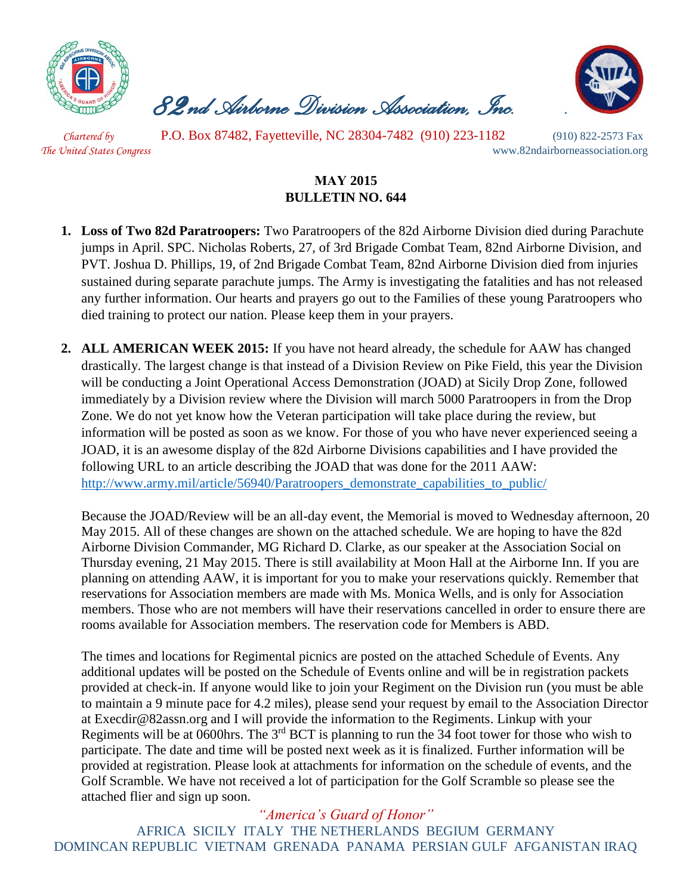# *82nd Airborne Division Association, Inc.*

*Chartered by The United States Congress*

P.O. Box 87482, Fayetteville, NC 28304-7482 (910) 223-1182 (910) 822-2573 Fax

www.82ndairborneassociation.org

**MAY 2015**
**BULLETIN NO. 644**

1. **Loss of Two 82d Paratroopers:** Two Paratroopers of the 82d Airborne Division died during Parachute jumps in April. SPC. Nicholas Roberts, 27, of 3rd Brigade Combat Team, 82nd Airborne Division, and PVT. Joshua D. Phillips, 19, of 2nd Brigade Combat Team, 82nd Airborne Division died from injuries sustained during separate parachute jumps. The Army is investigating the fatalities and has not released any further information. Our hearts and prayers go out to the Families of these young Paratroopers who died training to protect our nation. Please keep them in your prayers.

2. **ALL AMERICAN WEEK 2015:** If you have not heard already, the schedule for AAW has changed drastically. The largest change is that instead of a Division Review on Pike Field, this year the Division will be conducting a Joint Operational Access Demonstration (JOAD) at Sicily Drop Zone, followed immediately by a Division review where the Division will march 5000 Paratroopers in from the Drop Zone. We do not yet know how the Veteran participation will take place during the review, but information will be posted as soon as we know. For those of you who have never experienced seeing a JOAD, it is an awesome display of the 82d Airborne Divisions capabilities and I have provided the following URL to an article describing the JOAD that was done for the 2011 AAW: http://www.army.mil/article/56940/Paratroopers_demonstrate_capabilities_to_public/

   Because the JOAD/Review will be an all-day event, the Memorial is moved to Wednesday afternoon, 20 May 2015. All of these changes are shown on the attached schedule. We are hoping to have the 82d Airborne Division Commander, MG Richard D. Clarke, as our speaker at the Association Social on Thursday evening, 21 May 2015. There is still availability at Moon Hall at the Airborne Inn. If you are planning on attending AAW, it is important for you to make your reservations quickly. Remember that reservations for Association members are made with Ms. Monica Wells, and is only for Association members. Those who are not members will have their reservations cancelled in order to ensure there are rooms available for Association members. The reservation code for Members is ABD.

   The times and locations for Regimental picnics are posted on the attached Schedule of Events. Any additional updates will be posted on the Schedule of Events online and will be in registration packets provided at check-in. If anyone would like to join your Regiment on the Division run (you must be able to maintain a 9 minute pace for 4.2 miles), please send your request by email to the Association Director at Execdir@82assn.org and I will provide the information to the Regiments. Linkup with your Regiments will be at 0600hrs. The 3rd BCT is planning to run the 34 foot tower for those who wish to participate. The date and time will be posted next week as it is finalized. Further information will be provided at registration. Please look at attachments for information on the schedule of events, and the Golf Scramble. We have not received a lot of participation for the Golf Scramble so please see the attached flier and sign up soon.

*"America's Guard of Honor"*

AFRICA SICILY ITALY THE NETHERLANDS BEGIUM GERMANY
DOMINCAN REPUBLIC VIETNAM GRENADA PANAMA PERSIAN GULF AFGANISTAN IRAQ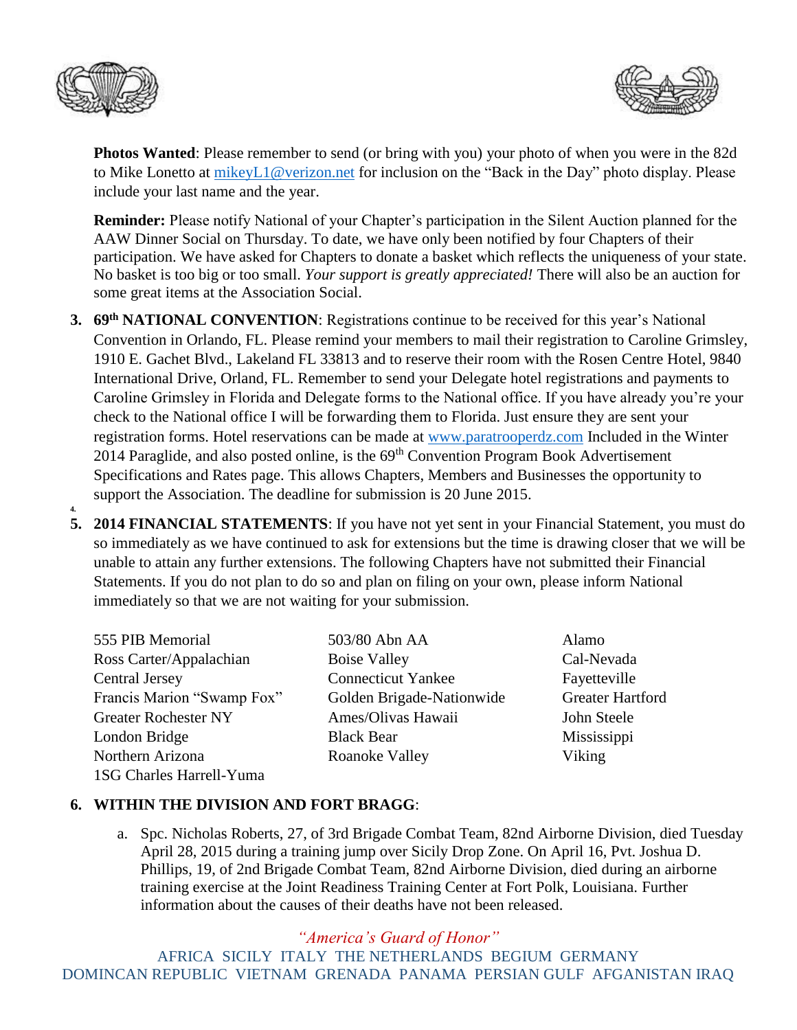**Photos Wanted**: Please remember to send (or bring with you) your photo of when you were in the 82d to Mike Lonetto at mikeyL1@verizon.net for inclusion on the "Back in the Day" photo display. Please include your last name and the year.

**Reminder:** Please notify National of your Chapter's participation in the Silent Auction planned for the AAW Dinner Social on Thursday. To date, we have only been notified by four Chapters of their participation. We have asked for Chapters to donate a basket which reflects the uniqueness of your state. No basket is too big or too small. *Your support is greatly appreciated!* There will also be an auction for some great items at the Association Social.

3. **69th NATIONAL CONVENTION**: Registrations continue to be received for this year's National Convention in Orlando, FL. Please remind your members to mail their registration to Caroline Grimsley, 1910 E. Gachet Blvd., Lakeland FL 33813 and to reserve their room with the Rosen Centre Hotel, 9840 International Drive, Orland, FL. Remember to send your Delegate hotel registrations and payments to Caroline Grimsley in Florida and Delegate forms to the National office. If you have already you're your check to the National office I will be forwarding them to Florida. Just ensure they are sent your registration forms. Hotel reservations can be made at www.paratrooperdz.com Included in the Winter 2014 Paraglide, and also posted online, is the 69th Convention Program Book Advertisement Specifications and Rates page. This allows Chapters, Members and Businesses the opportunity to support the Association. The deadline for submission is 20 June 2015.

4.

5. **2014 FINANCIAL STATEMENTS**: If you have not yet sent in your Financial Statement, you must do so immediately as we have continued to ask for extensions but the time is drawing closer that we will be unable to attain any further extensions. The following Chapters have not submitted their Financial Statements. If you do not plan to do so and plan on filing on your own, please inform National immediately so that we are not waiting for your submission.

| | | |
|---|---|---|
| 555 PIB Memorial | 503/80 Abn AA | Alamo |
| Ross Carter/Appalachian | Boise Valley | Cal-Nevada |
| Central Jersey | Connecticut Yankee | Fayetteville |
| Francis Marion "Swamp Fox" | Golden Brigade-Nationwide | Greater Hartford |
| Greater Rochester NY | Ames/Olivas Hawaii | John Steele |
| London Bridge | Black Bear | Mississippi |
| Northern Arizona | Roanoke Valley | Viking |
| 1SG Charles Harrell-Yuma | | |

6. **WITHIN THE DIVISION AND FORT BRAGG**:

   a. Spc. Nicholas Roberts, 27, of 3rd Brigade Combat Team, 82nd Airborne Division, died Tuesday April 28, 2015 during a training jump over Sicily Drop Zone. On April 16, Pvt. Joshua D. Phillips, 19, of 2nd Brigade Combat Team, 82nd Airborne Division, died during an airborne training exercise at the Joint Readiness Training Center at Fort Polk, Louisiana. Further information about the causes of their deaths have not been released.

*"America's Guard of Honor"*

AFRICA SICILY ITALY THE NETHERLANDS BEGIUM GERMANY
DOMINCAN REPUBLIC VIETNAM GRENADA PANAMA PERSIAN GULF AFGANISTAN IRAQ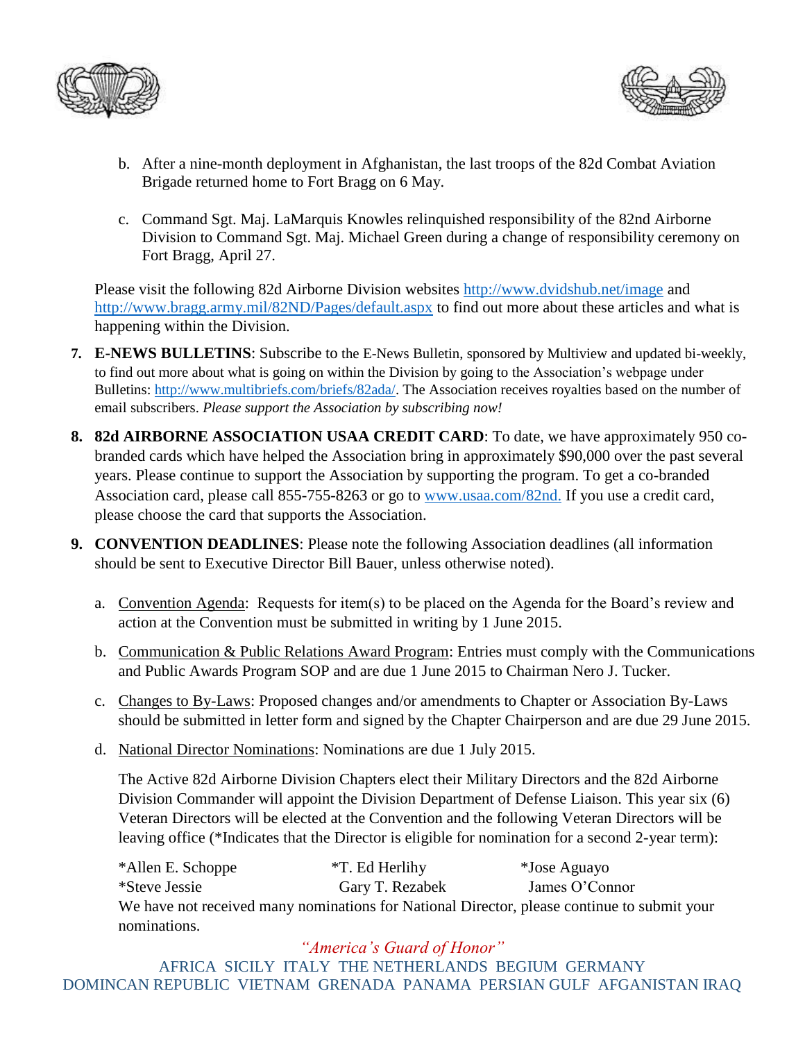b. After a nine-month deployment in Afghanistan, the last troops of the 82d Combat Aviation Brigade returned home to Fort Bragg on 6 May.

c. Command Sgt. Maj. LaMarquis Knowles relinquished responsibility of the 82nd Airborne Division to Command Sgt. Maj. Michael Green during a change of responsibility ceremony on Fort Bragg, April 27.

Please visit the following 82d Airborne Division websites http://www.dvidshub.net/image and http://www.bragg.army.mil/82ND/Pages/default.aspx to find out more about these articles and what is happening within the Division.

7. **E-NEWS BULLETINS**: Subscribe to the E-News Bulletin, sponsored by Multiview and updated bi-weekly, to find out more about what is going on within the Division by going to the Association's webpage under Bulletins: http://www.multibriefs.com/briefs/82ada/. The Association receives royalties based on the number of email subscribers. *Please support the Association by subscribing now!*

8. **82d AIRBORNE ASSOCIATION USAA CREDIT CARD**: To date, we have approximately 950 co-branded cards which have helped the Association bring in approximately $90,000 over the past several years. Please continue to support the Association by supporting the program. To get a co-branded Association card, please call 855-755-8263 or go to www.usaa.com/82nd. If you use a credit card, please choose the card that supports the Association.

9. **CONVENTION DEADLINES**: Please note the following Association deadlines (all information should be sent to Executive Director Bill Bauer, unless otherwise noted).

   a. Convention Agenda: Requests for item(s) to be placed on the Agenda for the Board's review and action at the Convention must be submitted in writing by 1 June 2015.

   b. Communication & Public Relations Award Program: Entries must comply with the Communications and Public Awards Program SOP and are due 1 June 2015 to Chairman Nero J. Tucker.

   c. Changes to By-Laws: Proposed changes and/or amendments to Chapter or Association By-Laws should be submitted in letter form and signed by the Chapter Chairperson and are due 29 June 2015.

   d. National Director Nominations: Nominations are due 1 July 2015.

   The Active 82d Airborne Division Chapters elect their Military Directors and the 82d Airborne Division Commander will appoint the Division Department of Defense Liaison. This year six (6) Veteran Directors will be elected at the Convention and the following Veteran Directors will be leaving office (*Indicates that the Director is eligible for nomination for a second 2-year term):

   | | | |
   |---|---|---|
   | *Allen E. Schoppe | *T. Ed Herlihy | *Jose Aguayo |
   | *Steve Jessie | Gary T. Rezabek | James O'Connor |

   We have not received many nominations for National Director, please continue to submit your nominations.

*"America's Guard of Honor"*

AFRICA SICILY ITALY THE NETHERLANDS BEGIUM GERMANY DOMINCAN REPUBLIC VIETNAM GRENADA PANAMA PERSIAN GULF AFGANISTAN IRAQ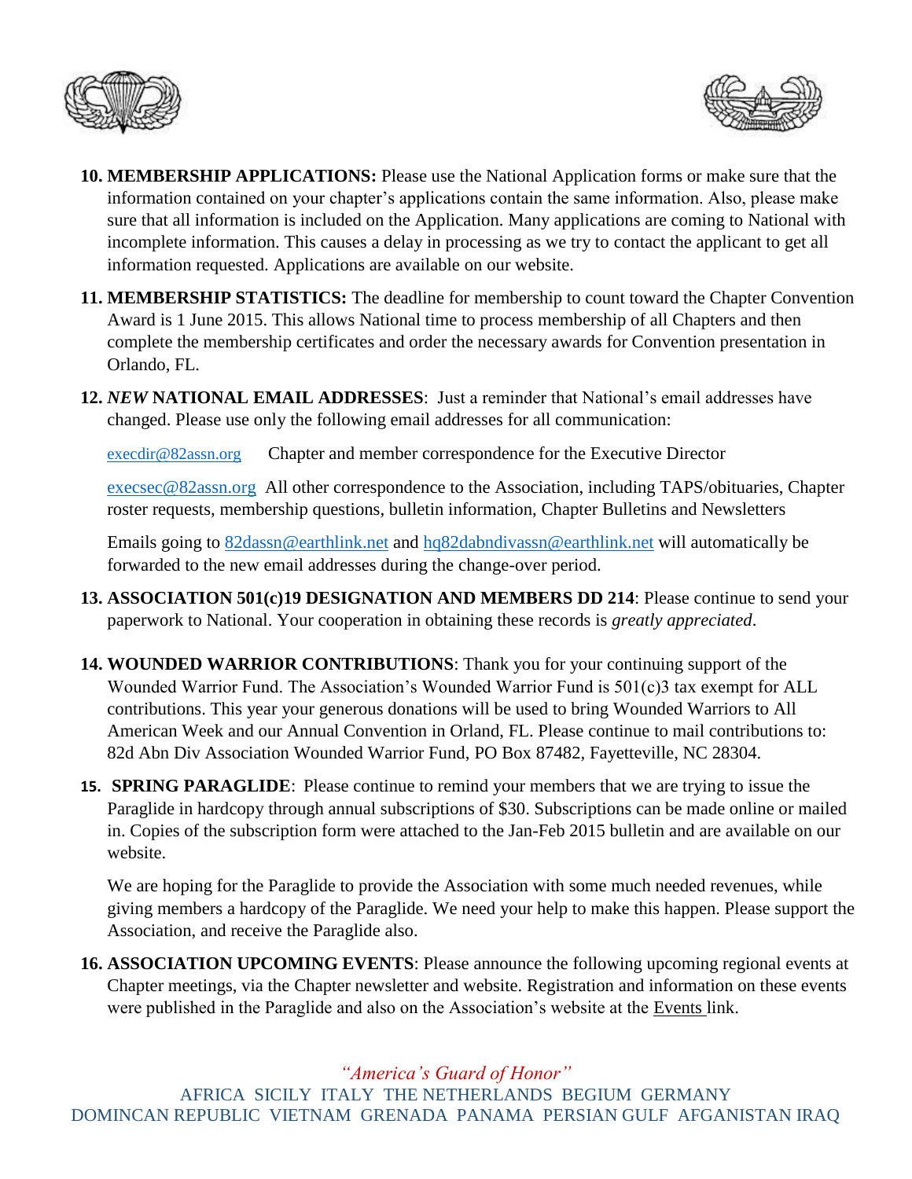10. **MEMBERSHIP APPLICATIONS:** Please use the National Application forms or make sure that the information contained on your chapter's applications contain the same information. Also, please make sure that all information is included on the Application. Many applications are coming to National with incomplete information. This causes a delay in processing as we try to contact the applicant to get all information requested. Applications are available on our website.

11. **MEMBERSHIP STATISTICS:** The deadline for membership to count toward the Chapter Convention Award is 1 June 2015. This allows National time to process membership of all Chapters and then complete the membership certificates and order the necessary awards for Convention presentation in Orlando, FL.

12. ***NEW* NATIONAL EMAIL ADDRESSES**: Just a reminder that National's email addresses have changed. Please use only the following email addresses for all communication:

    execdir@82assn.org Chapter and member correspondence for the Executive Director

    execsec@82assn.org All other correspondence to the Association, including TAPS/obituaries, Chapter roster requests, membership questions, bulletin information, Chapter Bulletins and Newsletters

    Emails going to 82dassn@earthlink.net and hq82dabndivassn@earthlink.net will automatically be forwarded to the new email addresses during the change-over period.

13. **ASSOCIATION 501(c)19 DESIGNATION AND MEMBERS DD 214**: Please continue to send your paperwork to National. Your cooperation in obtaining these records is *greatly appreciated*.

14. **WOUNDED WARRIOR CONTRIBUTIONS**: Thank you for your continuing support of the Wounded Warrior Fund. The Association's Wounded Warrior Fund is 501(c)3 tax exempt for ALL contributions. This year your generous donations will be used to bring Wounded Warriors to All American Week and our Annual Convention in Orland, FL. Please continue to mail contributions to: 82d Abn Div Association Wounded Warrior Fund, PO Box 87482, Fayetteville, NC 28304.

15. **SPRING PARAGLIDE**: Please continue to remind your members that we are trying to issue the Paraglide in hardcopy through annual subscriptions of $30. Subscriptions can be made online or mailed in. Copies of the subscription form were attached to the Jan-Feb 2015 bulletin and are available on our website.

    We are hoping for the Paraglide to provide the Association with some much needed revenues, while giving members a hardcopy of the Paraglide. We need your help to make this happen. Please support the Association, and receive the Paraglide also.

16. **ASSOCIATION UPCOMING EVENTS**: Please announce the following upcoming regional events at Chapter meetings, via the Chapter newsletter and website. Registration and information on these events were published in the Paraglide and also on the Association's website at the Events link.

*"America's Guard of Honor"*

AFRICA SICILY ITALY THE NETHERLANDS BEGIUM GERMANY
DOMINCAN REPUBLIC VIETNAM GRENADA PANAMA PERSIAN GULF AFGANISTAN IRAQ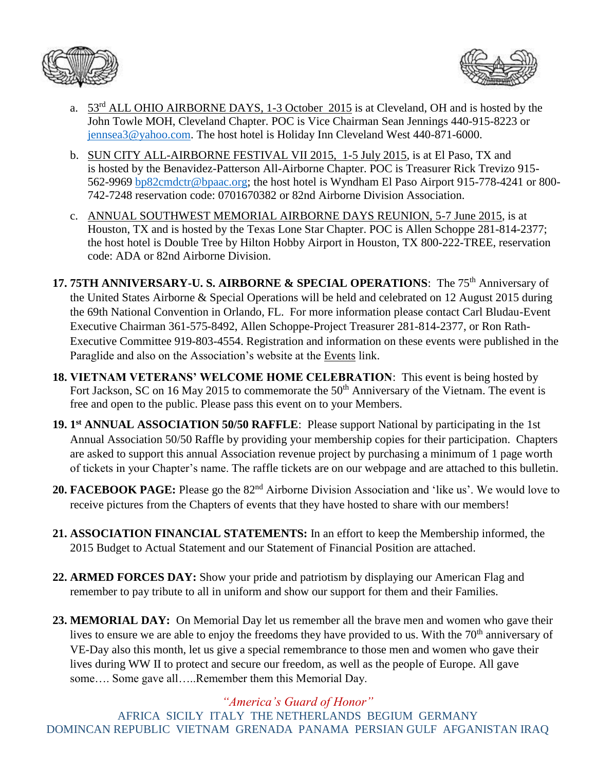a. <u>53rd ALL OHIO AIRBORNE DAYS, 1-3 October 2015</u> is at Cleveland, OH and is hosted by the John Towle MOH, Cleveland Chapter. POC is Vice Chairman Sean Jennings 440-915-8223 or jennsea3@yahoo.com. The host hotel is Holiday Inn Cleveland West 440-871-6000.

b. <u>SUN CITY ALL-AIRBORNE FESTIVAL VII 2015, 1-5 July 2015</u>, is at El Paso, TX and is hosted by the Benavidez-Patterson All-Airborne Chapter. POC is Treasurer Rick Trevizo 915-562-9969 bp82cmdctr@bpaac.org; the host hotel is Wyndham El Paso Airport 915-778-4241 or 800-742-7248 reservation code: 0701670382 or 82nd Airborne Division Association.

c. <u>ANNUAL SOUTHWEST MEMORIAL AIRBORNE DAYS REUNION, 5-7 June 2015</u>, is at Houston, TX and is hosted by the Texas Lone Star Chapter. POC is Allen Schoppe 281-814-2377; the host hotel is Double Tree by Hilton Hobby Airport in Houston, TX 800-222-TREE, reservation code: ADA or 82nd Airborne Division.

17. **75TH ANNIVERSARY-U. S. AIRBORNE & SPECIAL OPERATIONS**: The 75th Anniversary of the United States Airborne & Special Operations will be held and celebrated on 12 August 2015 during the 69th National Convention in Orlando, FL. For more information please contact Carl Bludau-Event Executive Chairman 361-575-8492, Allen Schoppe-Project Treasurer 281-814-2377, or Ron Rath-Executive Committee 919-803-4554. Registration and information on these events were published in the Paraglide and also on the Association's website at the <u>Events</u> link.

18. **VIETNAM VETERANS' WELCOME HOME CELEBRATION**: This event is being hosted by Fort Jackson, SC on 16 May 2015 to commemorate the 50th Anniversary of the Vietnam. The event is free and open to the public. Please pass this event on to your Members.

19. **1st ANNUAL ASSOCIATION 50/50 RAFFLE**: Please support National by participating in the 1st Annual Association 50/50 Raffle by providing your membership copies for their participation. Chapters are asked to support this annual Association revenue project by purchasing a minimum of 1 page worth of tickets in your Chapter's name. The raffle tickets are on our webpage and are attached to this bulletin.

20. **FACEBOOK PAGE:** Please go the 82nd Airborne Division Association and 'like us'. We would love to receive pictures from the Chapters of events that they have hosted to share with our members!

21. **ASSOCIATION FINANCIAL STATEMENTS:** In an effort to keep the Membership informed, the 2015 Budget to Actual Statement and our Statement of Financial Position are attached.

22. **ARMED FORCES DAY:** Show your pride and patriotism by displaying our American Flag and remember to pay tribute to all in uniform and show our support for them and their Families.

23. **MEMORIAL DAY:** On Memorial Day let us remember all the brave men and women who gave their lives to ensure we are able to enjoy the freedoms they have provided to us. With the 70th anniversary of VE-Day also this month, let us give a special remembrance to those men and women who gave their lives during WW II to protect and secure our freedom, as well as the people of Europe. All gave some…. Some gave all…..Remember them this Memorial Day.

*"America's Guard of Honor"*

AFRICA SICILY ITALY THE NETHERLANDS BEGIUM GERMANY DOMINCAN REPUBLIC VIETNAM GRENADA PANAMA PERSIAN GULF AFGANISTAN IRAQ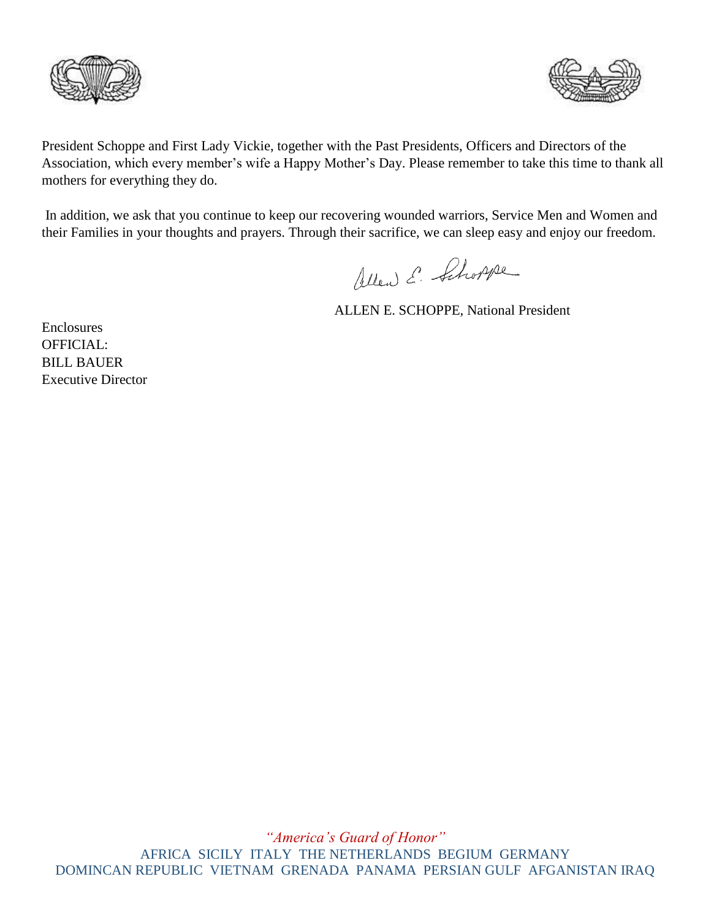President Schoppe and First Lady Vickie, together with the Past Presidents, Officers and Directors of the Association, which every member's wife a Happy Mother's Day. Please remember to take this time to thank all mothers for everything they do.

In addition, we ask that you continue to keep our recovering wounded warriors, Service Men and Women and their Families in your thoughts and prayers. Through their sacrifice, we can sleep easy and enjoy our freedom.

Allen E. Schoppe

ALLEN E. SCHOPPE, National President

Enclosures
OFFICIAL:
BILL BAUER
Executive Director

*"America's Guard of Honor"*

AFRICA SICILY ITALY THE NETHERLANDS BEGIUM GERMANY
DOMINCAN REPUBLIC VIETNAM GRENADA PANAMA PERSIAN GULF AFGANISTAN IRAQ